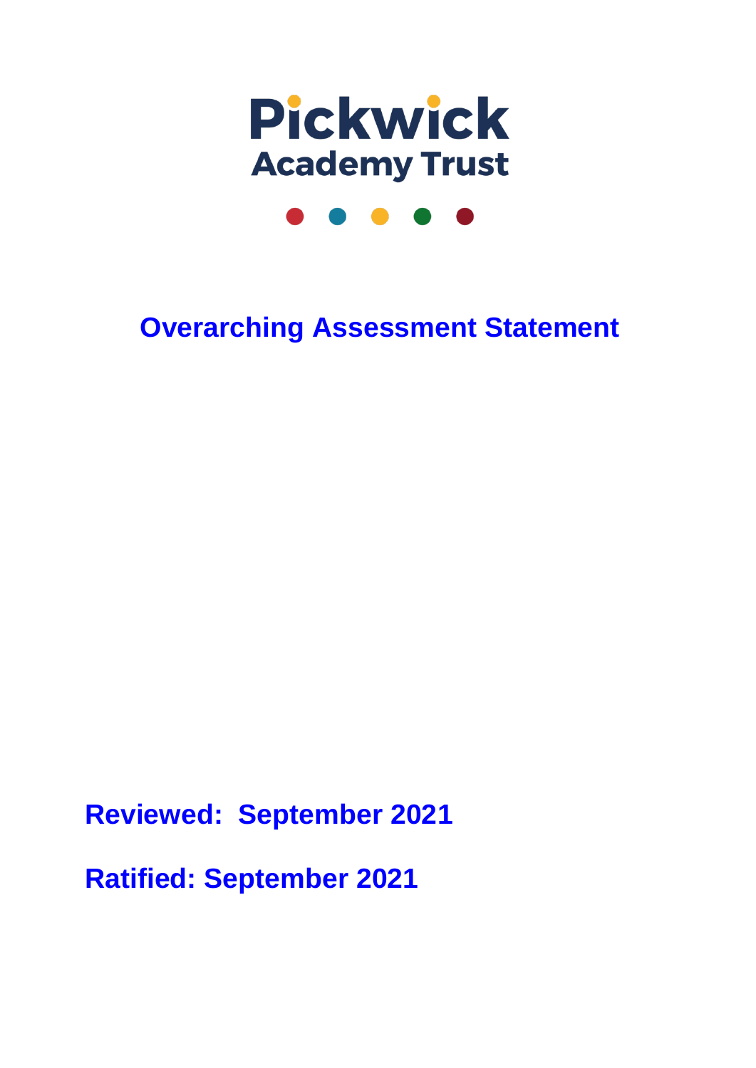Pickwick
Academy Trust

# Overarching Assessment Statement

**Reviewed: September 2021**

**Ratified: September 2021**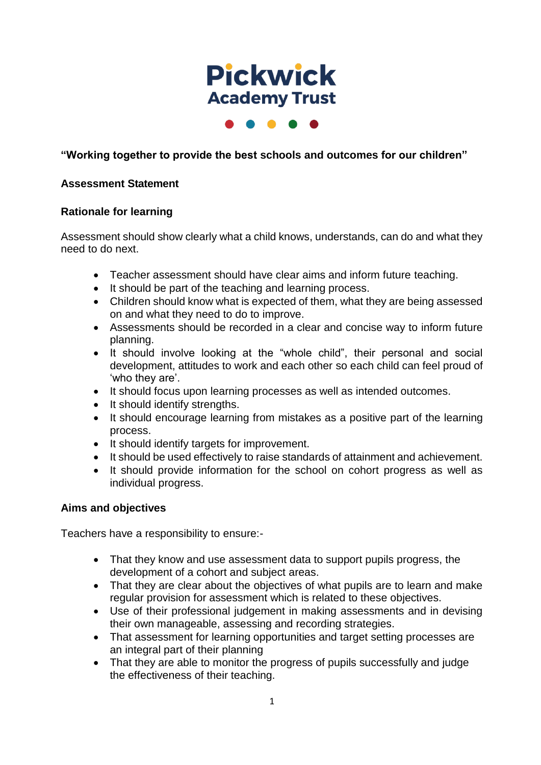# Pickwick Academy Trust

**"Working together to provide the best schools and outcomes for our children"**

**Assessment Statement**

**Rationale for learning**

Assessment should show clearly what a child knows, understands, can do and what they need to do next.

- Teacher assessment should have clear aims and inform future teaching.
- It should be part of the teaching and learning process.
- Children should know what is expected of them, what they are being assessed on and what they need to do to improve.
- Assessments should be recorded in a clear and concise way to inform future planning.
- It should involve looking at the "whole child", their personal and social development, attitudes to work and each other so each child can feel proud of 'who they are'.
- It should focus upon learning processes as well as intended outcomes.
- It should identify strengths.
- It should encourage learning from mistakes as a positive part of the learning process.
- It should identify targets for improvement.
- It should be used effectively to raise standards of attainment and achievement.
- It should provide information for the school on cohort progress as well as individual progress.

**Aims and objectives**

Teachers have a responsibility to ensure:-

- That they know and use assessment data to support pupils progress, the development of a cohort and subject areas.
- That they are clear about the objectives of what pupils are to learn and make regular provision for assessment which is related to these objectives.
- Use of their professional judgement in making assessments and in devising their own manageable, assessing and recording strategies.
- That assessment for learning opportunities and target setting processes are an integral part of their planning
- That they are able to monitor the progress of pupils successfully and judge the effectiveness of their teaching.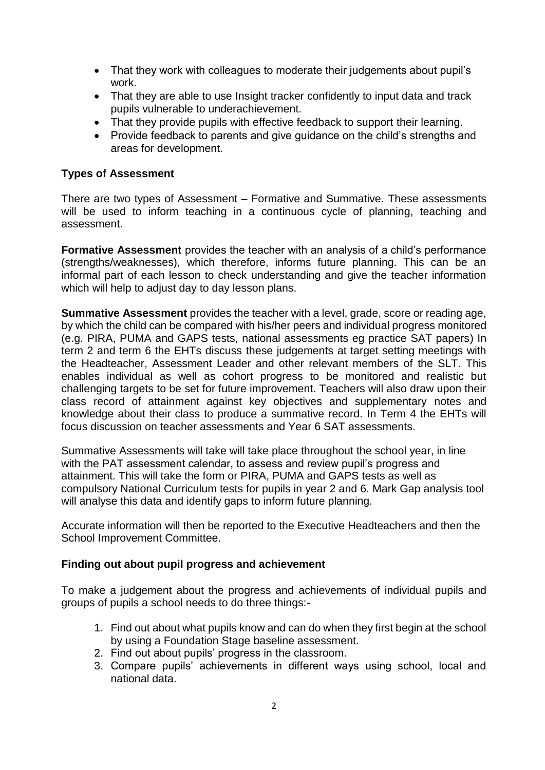- That they work with colleagues to moderate their judgements about pupil's work.
- That they are able to use Insight tracker confidently to input data and track pupils vulnerable to underachievement.
- That they provide pupils with effective feedback to support their learning.
- Provide feedback to parents and give guidance on the child's strengths and areas for development.

## Types of Assessment

There are two types of Assessment – Formative and Summative. These assessments will be used to inform teaching in a continuous cycle of planning, teaching and assessment.

**Formative Assessment** provides the teacher with an analysis of a child's performance (strengths/weaknesses), which therefore, informs future planning. This can be an informal part of each lesson to check understanding and give the teacher information which will help to adjust day to day lesson plans.

**Summative Assessment** provides the teacher with a level, grade, score or reading age, by which the child can be compared with his/her peers and individual progress monitored (e.g. PIRA, PUMA and GAPS tests, national assessments eg practice SAT papers) In term 2 and term 6 the EHTs discuss these judgements at target setting meetings with the Headteacher, Assessment Leader and other relevant members of the SLT. This enables individual as well as cohort progress to be monitored and realistic but challenging targets to be set for future improvement. Teachers will also draw upon their class record of attainment against key objectives and supplementary notes and knowledge about their class to produce a summative record. In Term 4 the EHTs will focus discussion on teacher assessments and Year 6 SAT assessments.

Summative Assessments will take will take place throughout the school year, in line with the PAT assessment calendar, to assess and review pupil's progress and attainment. This will take the form or PIRA, PUMA and GAPS tests as well as compulsory National Curriculum tests for pupils in year 2 and 6. Mark Gap analysis tool will analyse this data and identify gaps to inform future planning.

Accurate information will then be reported to the Executive Headteachers and then the School Improvement Committee.

## Finding out about pupil progress and achievement

To make a judgement about the progress and achievements of individual pupils and groups of pupils a school needs to do three things:-

1. Find out about what pupils know and can do when they first begin at the school by using a Foundation Stage baseline assessment.
2. Find out about pupils' progress in the classroom.
3. Compare pupils' achievements in different ways using school, local and national data.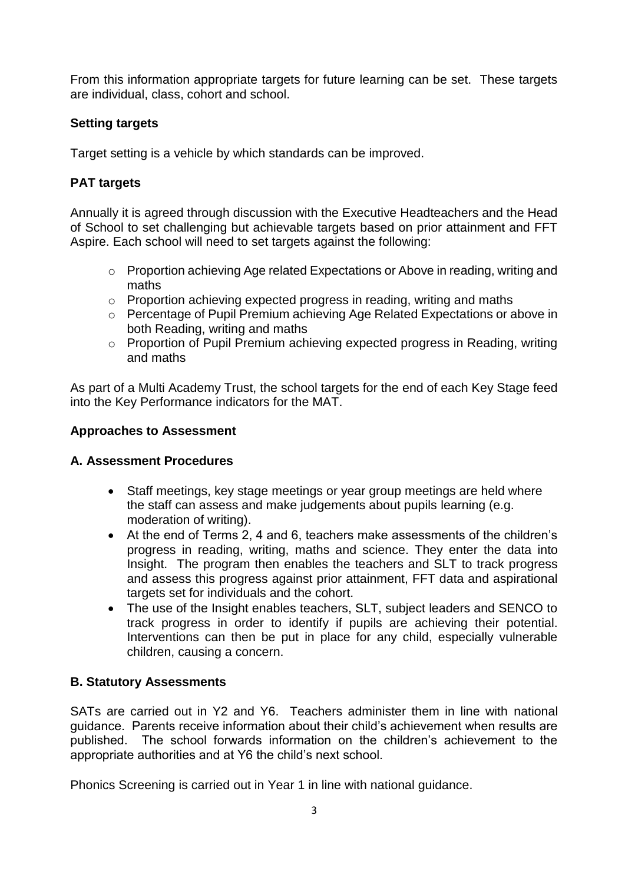From this information appropriate targets for future learning can be set. These targets are individual, class, cohort and school.

### Setting targets

Target setting is a vehicle by which standards can be improved.

### PAT targets

Annually it is agreed through discussion with the Executive Headteachers and the Head of School to set challenging but achievable targets based on prior attainment and FFT Aspire. Each school will need to set targets against the following:

- Proportion achieving Age related Expectations or Above in reading, writing and maths
- Proportion achieving expected progress in reading, writing and maths
- Percentage of Pupil Premium achieving Age Related Expectations or above in both Reading, writing and maths
- Proportion of Pupil Premium achieving expected progress in Reading, writing and maths

As part of a Multi Academy Trust, the school targets for the end of each Key Stage feed into the Key Performance indicators for the MAT.

### Approaches to Assessment

### A. Assessment Procedures

- Staff meetings, key stage meetings or year group meetings are held where the staff can assess and make judgements about pupils learning (e.g. moderation of writing).
- At the end of Terms 2, 4 and 6, teachers make assessments of the children's progress in reading, writing, maths and science. They enter the data into Insight. The program then enables the teachers and SLT to track progress and assess this progress against prior attainment, FFT data and aspirational targets set for individuals and the cohort.
- The use of the Insight enables teachers, SLT, subject leaders and SENCO to track progress in order to identify if pupils are achieving their potential. Interventions can then be put in place for any child, especially vulnerable children, causing a concern.

### B. Statutory Assessments

SATs are carried out in Y2 and Y6. Teachers administer them in line with national guidance. Parents receive information about their child's achievement when results are published. The school forwards information on the children's achievement to the appropriate authorities and at Y6 the child's next school.

Phonics Screening is carried out in Year 1 in line with national guidance.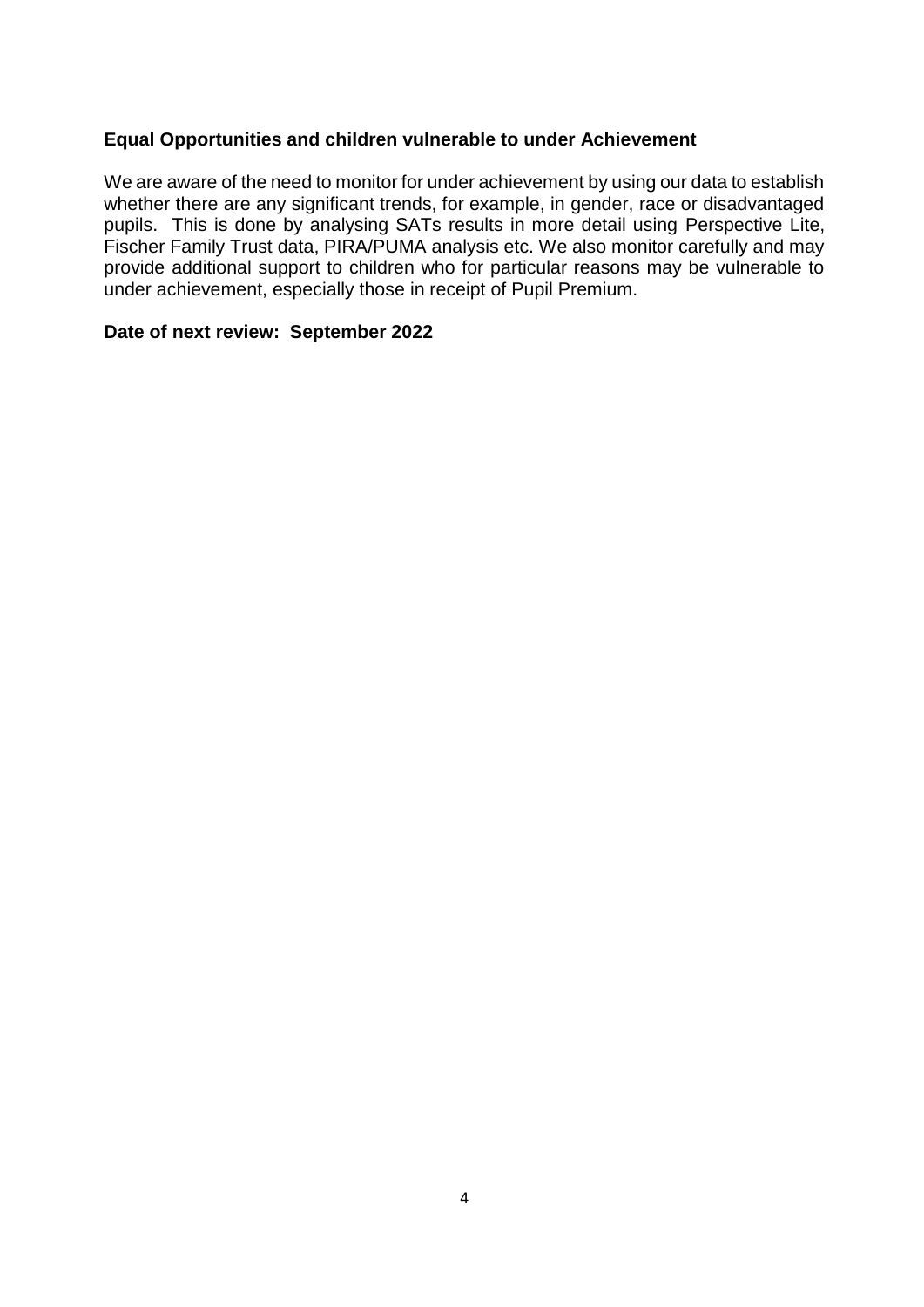**Equal Opportunities and children vulnerable to under Achievement**

We are aware of the need to monitor for under achievement by using our data to establish whether there are any significant trends, for example, in gender, race or disadvantaged pupils. This is done by analysing SATs results in more detail using Perspective Lite, Fischer Family Trust data, PIRA/PUMA analysis etc. We also monitor carefully and may provide additional support to children who for particular reasons may be vulnerable to under achievement, especially those in receipt of Pupil Premium.

**Date of next review: September 2022**